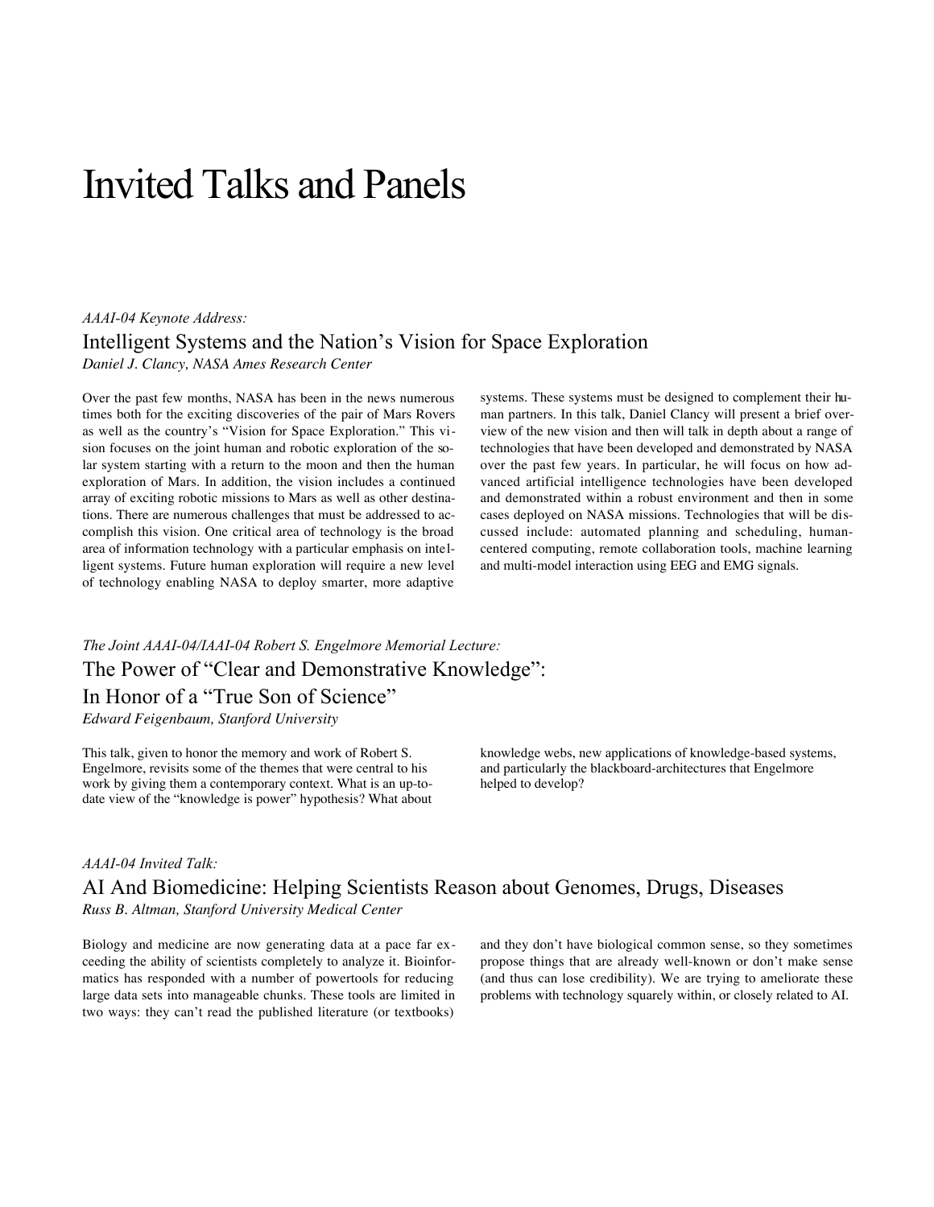# Invited Talks and Panels

*AAAI-04 Keynote Address:*

## Intelligent Systems and the Nation's Vision for Space Exploration

*Daniel J. Clancy, NASA Ames Research Center*

Over the past few months, NASA has been in the news numerous times both for the exciting discoveries of the pair of Mars Rovers as well as the country's "Vision for Space Exploration." This vision focuses on the joint human and robotic exploration of the solar system starting with a return to the moon and then the human exploration of Mars. In addition, the vision includes a continued array of exciting robotic missions to Mars as well as other destinations. There are numerous challenges that must be addressed to accomplish this vision. One critical area of technology is the broad area of information technology with a particular emphasis on intelligent systems. Future human exploration will require a new level of technology enabling NASA to deploy smarter, more adaptive systems. These systems must be designed to complement their human partners. In this talk, Daniel Clancy will present a brief overview of the new vision and then will talk in depth about a range of technologies that have been developed and demonstrated by NASA over the past few years. In particular, he will focus on how advanced artificial intelligence technologies have been developed and demonstrated within a robust environment and then in some cases deployed on NASA missions. Technologies that will be discussed include: automated planning and scheduling, human-centered computing, remote collaboration tools, machine learning and multi-model interaction using EEG and EMG signals.

*The Joint AAAI-04/IAAI-04 Robert S. Engelmore Memorial Lecture:*

## The Power of "Clear and Demonstrative Knowledge": In Honor of a "True Son of Science"

*Edward Feigenbaum, Stanford University*

This talk, given to honor the memory and work of Robert S. Engelmore, revisits some of the themes that were central to his work by giving them a contemporary context. What is an up-to-date view of the "knowledge is power" hypothesis? What about knowledge webs, new applications of knowledge-based systems, and particularly the blackboard-architectures that Engelmore helped to develop?

*AAAI-04 Invited Talk:*

## AI And Biomedicine: Helping Scientists Reason about Genomes, Drugs, Diseases

*Russ B. Altman, Stanford University Medical Center*

Biology and medicine are now generating data at a pace far exceeding the ability of scientists completely to analyze it. Bioinformatics has responded with a number of powertools for reducing large data sets into manageable chunks. These tools are limited in two ways: they can't read the published literature (or textbooks) and they don't have biological common sense, so they sometimes propose things that are already well-known or don't make sense (and thus can lose credibility). We are trying to ameliorate these problems with technology squarely within, or closely related to AI.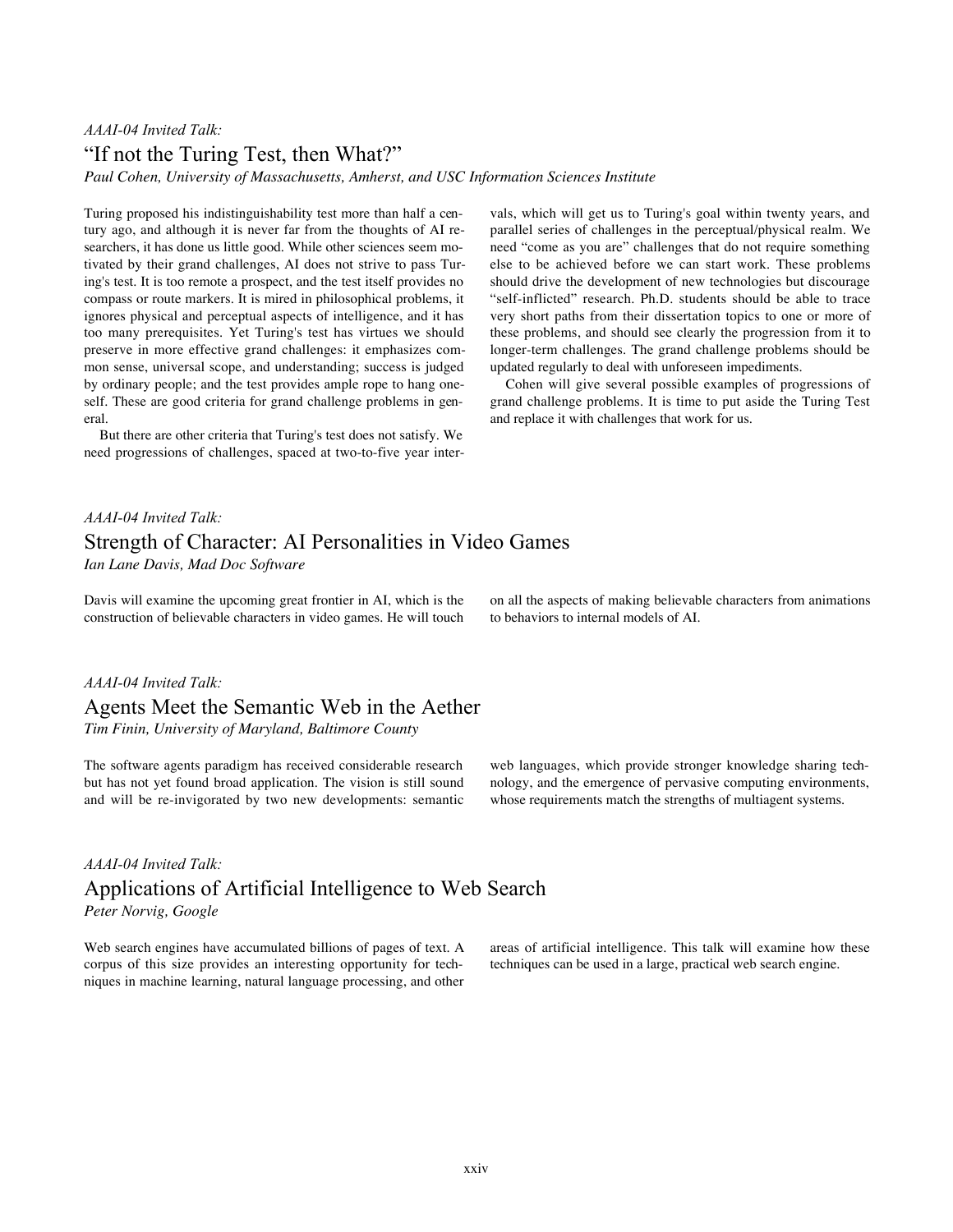*AAAI-04 Invited Talk:*

## "If not the Turing Test, then What?"

*Paul Cohen, University of Massachusetts, Amherst, and USC Information Sciences Institute*

Turing proposed his indistinguishability test more than half a century ago, and although it is never far from the thoughts of AI researchers, it has done us little good. While other sciences seem motivated by their grand challenges, AI does not strive to pass Turing's test. It is too remote a prospect, and the test itself provides no compass or route markers. It is mired in philosophical problems, it ignores physical and perceptual aspects of intelligence, and it has too many prerequisites. Yet Turing's test has virtues we should preserve in more effective grand challenges: it emphasizes common sense, universal scope, and understanding; success is judged by ordinary people; and the test provides ample rope to hang oneself. These are good criteria for grand challenge problems in general.

But there are other criteria that Turing's test does not satisfy. We need progressions of challenges, spaced at two-to-five year intervals, which will get us to Turing's goal within twenty years, and parallel series of challenges in the perceptual/physical realm. We need "come as you are" challenges that do not require something else to be achieved before we can start work. These problems should drive the development of new technologies but discourage "self-inflicted" research. Ph.D. students should be able to trace very short paths from their dissertation topics to one or more of these problems, and should see clearly the progression from it to longer-term challenges. The grand challenge problems should be updated regularly to deal with unforeseen impediments.

Cohen will give several possible examples of progressions of grand challenge problems. It is time to put aside the Turing Test and replace it with challenges that work for us.

*AAAI-04 Invited Talk:*

## Strength of Character: AI Personalities in Video Games

*Ian Lane Davis, Mad Doc Software*

Davis will examine the upcoming great frontier in AI, which is the construction of believable characters in video games. He will touch on all the aspects of making believable characters from animations to behaviors to internal models of AI.

*AAAI-04 Invited Talk:*

## Agents Meet the Semantic Web in the Aether

*Tim Finin, University of Maryland, Baltimore County*

The software agents paradigm has received considerable research but has not yet found broad application. The vision is still sound and will be re-invigorated by two new developments: semantic web languages, which provide stronger knowledge sharing technology, and the emergence of pervasive computing environments, whose requirements match the strengths of multiagent systems.

*AAAI-04 Invited Talk:*

## Applications of Artificial Intelligence to Web Search

*Peter Norvig, Google*

Web search engines have accumulated billions of pages of text. A corpus of this size provides an interesting opportunity for techniques in machine learning, natural language processing, and other areas of artificial intelligence. This talk will examine how these techniques can be used in a large, practical web search engine.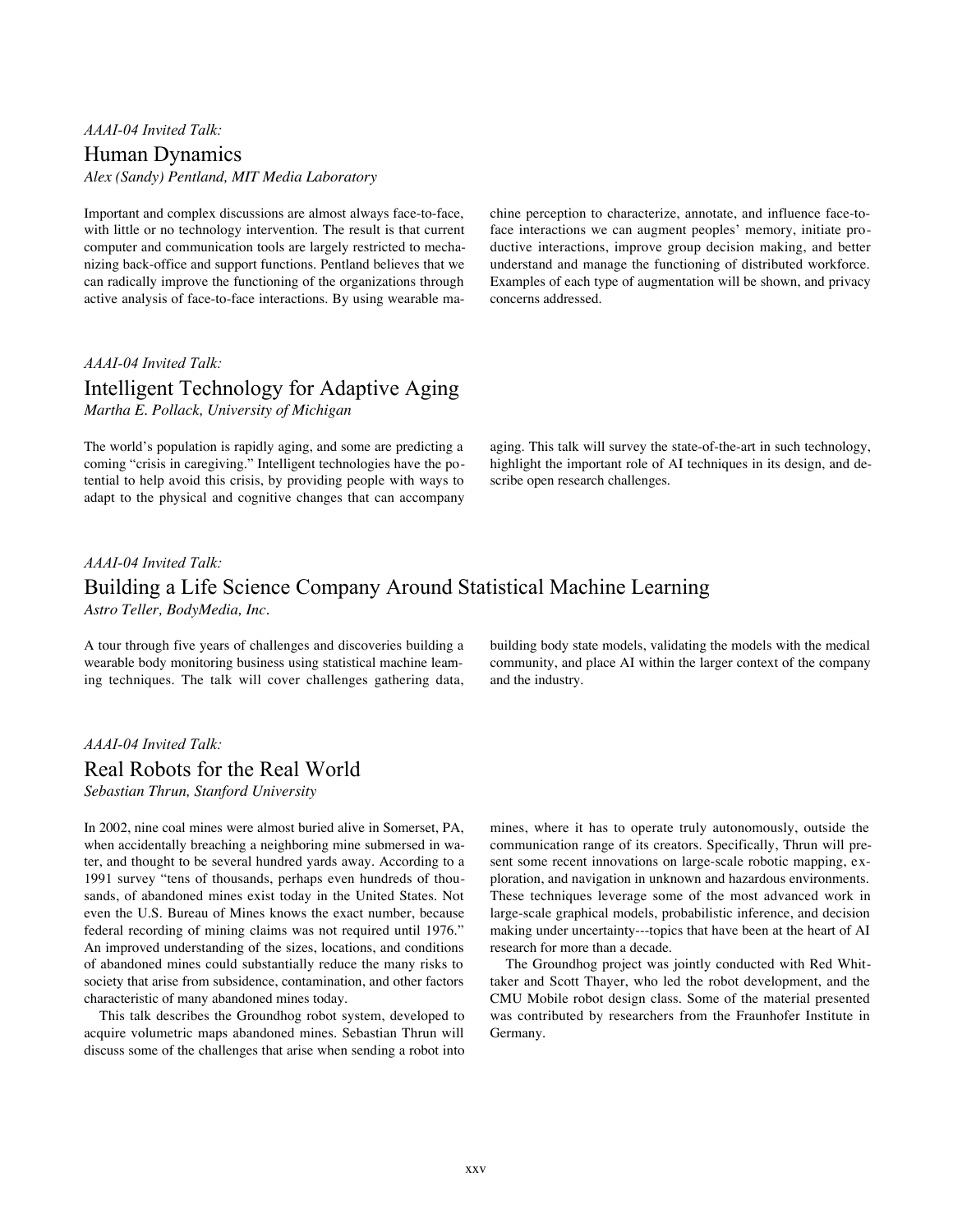*AAAI-04 Invited Talk:*

## Human Dynamics

*Alex (Sandy) Pentland, MIT Media Laboratory*

Important and complex discussions are almost always face-to-face, with little or no technology intervention. The result is that current computer and communication tools are largely restricted to mechanizing back-office and support functions. Pentland believes that we can radically improve the functioning of the organizations through active analysis of face-to-face interactions. By using wearable machine perception to characterize, annotate, and influence face-to-face interactions we can augment peoples' memory, initiate productive interactions, improve group decision making, and better understand and manage the functioning of distributed workforce. Examples of each type of augmentation will be shown, and privacy concerns addressed.

*AAAI-04 Invited Talk:*

## Intelligent Technology for Adaptive Aging

*Martha E. Pollack, University of Michigan*

The world's population is rapidly aging, and some are predicting a coming "crisis in caregiving." Intelligent technologies have the potential to help avoid this crisis, by providing people with ways to adapt to the physical and cognitive changes that can accompany aging. This talk will survey the state-of-the-art in such technology, highlight the important role of AI techniques in its design, and describe open research challenges.

*AAAI-04 Invited Talk:*

## Building a Life Science Company Around Statistical Machine Learning

*Astro Teller, BodyMedia, Inc.*

A tour through five years of challenges and discoveries building a wearable body monitoring business using statistical machine learning techniques. The talk will cover challenges gathering data, building body state models, validating the models with the medical community, and place AI within the larger context of the company and the industry.

*AAAI-04 Invited Talk:*

## Real Robots for the Real World

*Sebastian Thrun, Stanford University*

In 2002, nine coal mines were almost buried alive in Somerset, PA, when accidentally breaching a neighboring mine submersed in water, and thought to be several hundred yards away. According to a 1991 survey "tens of thousands, perhaps even hundreds of thousands, of abandoned mines exist today in the United States. Not even the U.S. Bureau of Mines knows the exact number, because federal recording of mining claims was not required until 1976." An improved understanding of the sizes, locations, and conditions of abandoned mines could substantially reduce the many risks to society that arise from subsidence, contamination, and other factors characteristic of many abandoned mines today.

This talk describes the Groundhog robot system, developed to acquire volumetric maps abandoned mines. Sebastian Thrun will discuss some of the challenges that arise when sending a robot into mines, where it has to operate truly autonomously, outside the communication range of its creators. Specifically, Thrun will present some recent innovations on large-scale robotic mapping, exploration, and navigation in unknown and hazardous environments. These techniques leverage some of the most advanced work in large-scale graphical models, probabilistic inference, and decision making under uncertainty---topics that have been at the heart of AI research for more than a decade.

The Groundhog project was jointly conducted with Red Whittaker and Scott Thayer, who led the robot development, and the CMU Mobile robot design class. Some of the material presented was contributed by researchers from the Fraunhofer Institute in Germany.